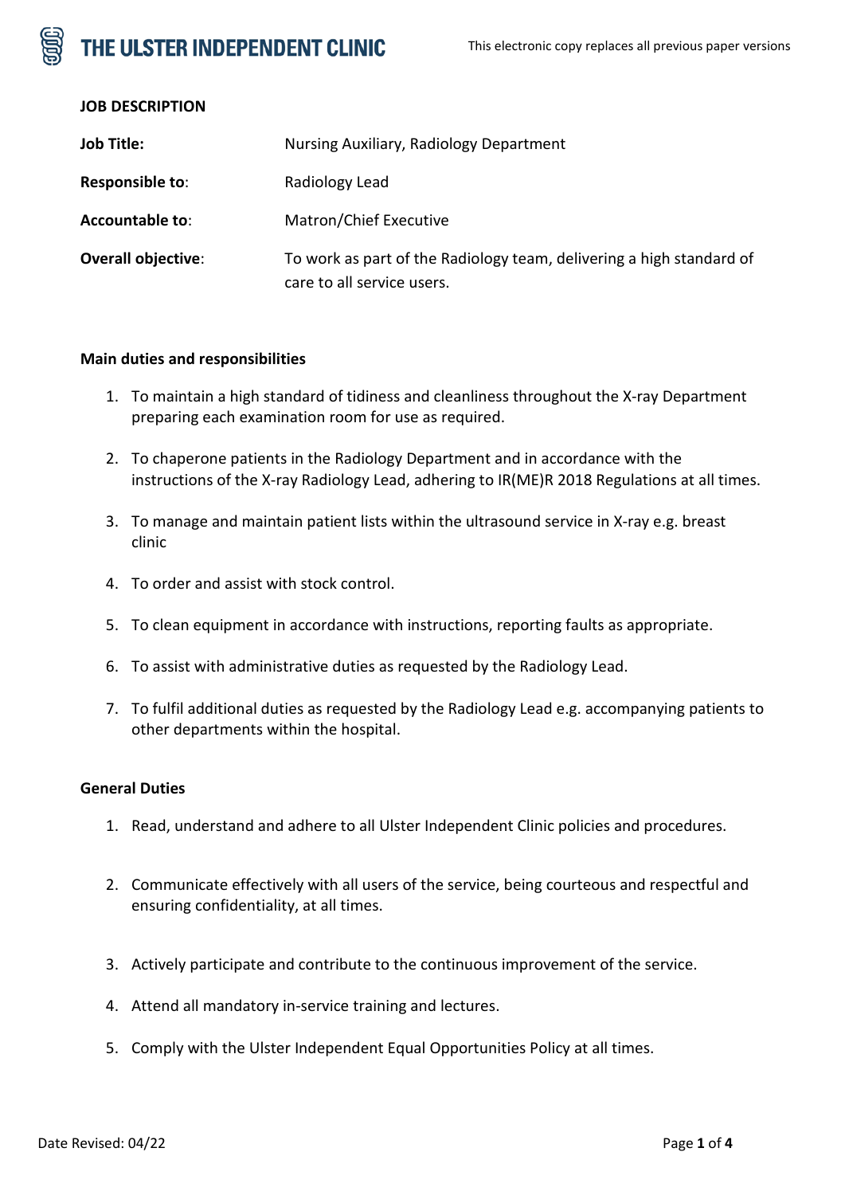**JOB DESCRIPTION**

| | |
|---|---|
| **Job Title:** | Nursing Auxiliary, Radiology Department |
| **Responsible to**: | Radiology Lead |
| **Accountable to**: | Matron/Chief Executive |
| **Overall objective**: | To work as part of the Radiology team, delivering a high standard of care to all service users. |

**Main duties and responsibilities**

1. To maintain a high standard of tidiness and cleanliness throughout the X-ray Department preparing each examination room for use as required.
2. To chaperone patients in the Radiology Department and in accordance with the instructions of the X-ray Radiology Lead, adhering to IR(ME)R 2018 Regulations at all times.
3. To manage and maintain patient lists within the ultrasound service in X-ray e.g. breast clinic
4. To order and assist with stock control.
5. To clean equipment in accordance with instructions, reporting faults as appropriate.
6. To assist with administrative duties as requested by the Radiology Lead.
7. To fulfil additional duties as requested by the Radiology Lead e.g. accompanying patients to other departments within the hospital.

**General Duties**

1. Read, understand and adhere to all Ulster Independent Clinic policies and procedures.
2. Communicate effectively with all users of the service, being courteous and respectful and ensuring confidentiality, at all times.
3. Actively participate and contribute to the continuous improvement of the service.
4. Attend all mandatory in-service training and lectures.
5. Comply with the Ulster Independent Equal Opportunities Policy at all times.

Date Revised: 04/22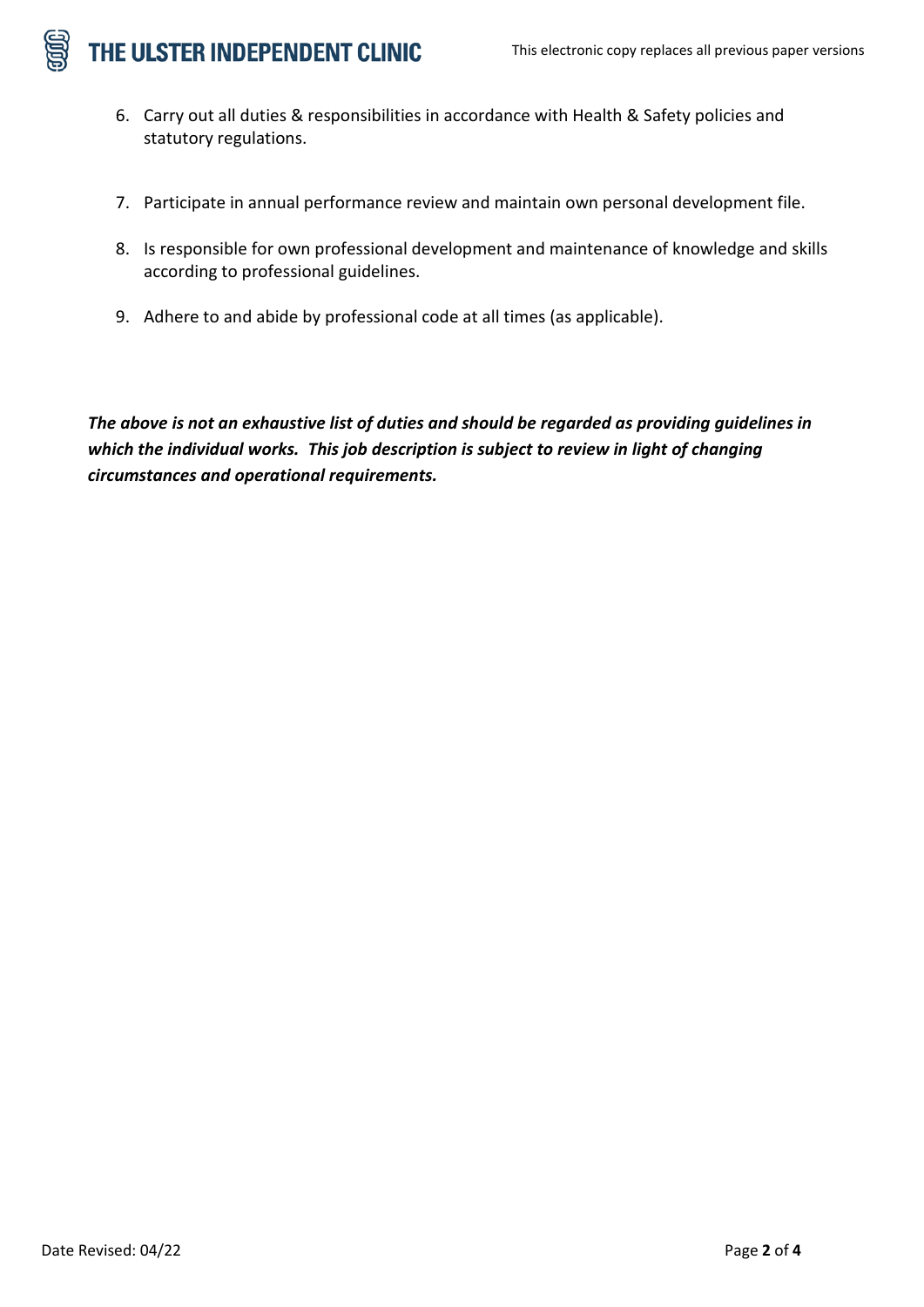6. Carry out all duties & responsibilities in accordance with Health & Safety policies and statutory regulations.

7. Participate in annual performance review and maintain own personal development file.

8. Is responsible for own professional development and maintenance of knowledge and skills according to professional guidelines.

9. Adhere to and abide by professional code at all times (as applicable).

***The above is not an exhaustive list of duties and should be regarded as providing guidelines in which the individual works. This job description is subject to review in light of changing circumstances and operational requirements.***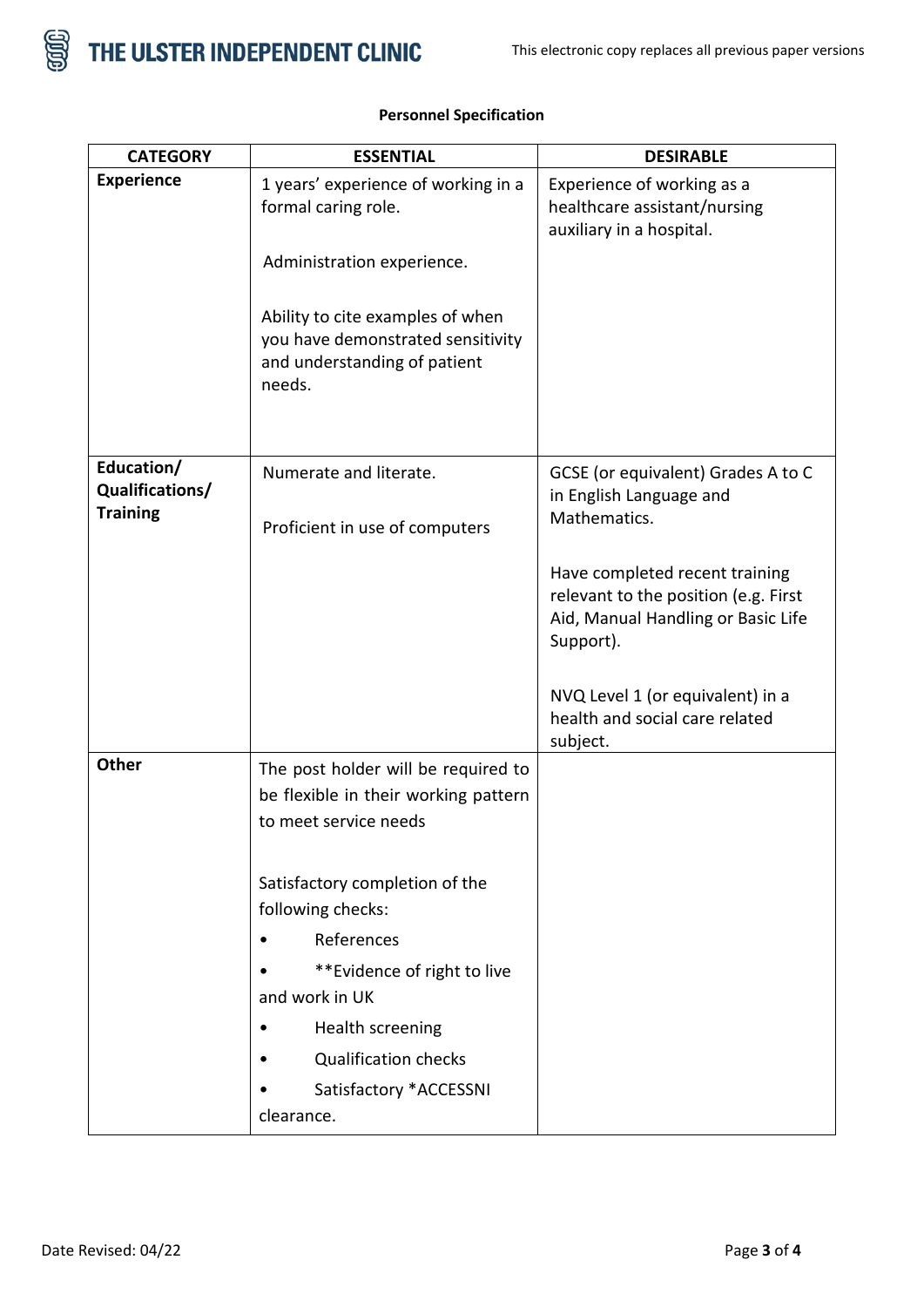**Personnel Specification**

| CATEGORY | ESSENTIAL | DESIRABLE |
|---|---|---|
| **Experience** | 1 years' experience of working in a formal caring role.<br><br>Administration experience.<br><br>Ability to cite examples of when you have demonstrated sensitivity and understanding of patient needs. | Experience of working as a healthcare assistant/nursing auxiliary in a hospital. |
| **Education/ Qualifications/ Training** | Numerate and literate.<br><br>Proficient in use of computers | GCSE (or equivalent) Grades A to C in English Language and Mathematics.<br><br>Have completed recent training relevant to the position (e.g. First Aid, Manual Handling or Basic Life Support).<br><br>NVQ Level 1 (or equivalent) in a health and social care related subject. |
| **Other** | The post holder will be required to be flexible in their working pattern to meet service needs<br><br>Satisfactory completion of the following checks:<br>• References<br>• **Evidence of right to live and work in UK<br>• Health screening<br>• Qualification checks<br>• Satisfactory *ACCESSNI clearance. | |

Date Revised: 04/22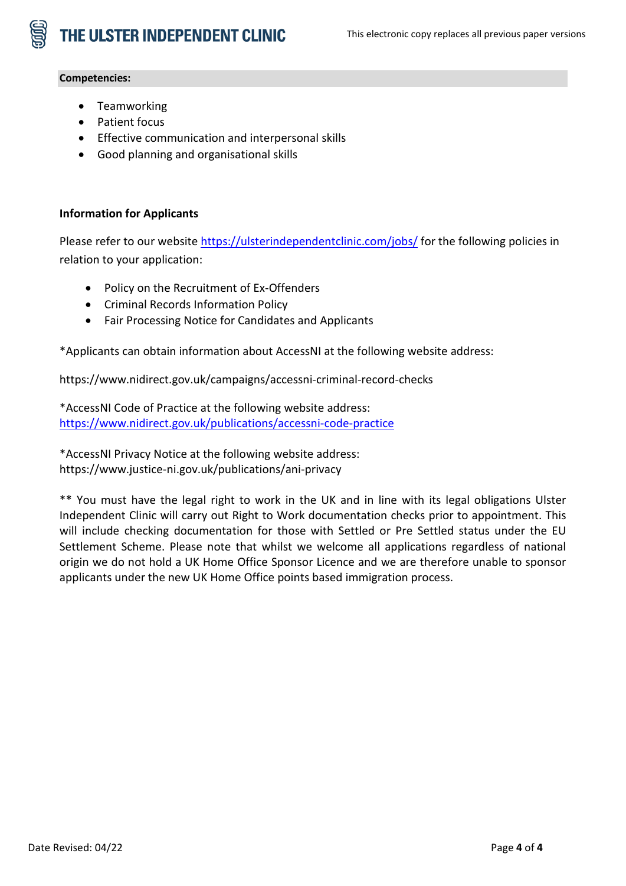**Competencies:**

- Teamworking
- Patient focus
- Effective communication and interpersonal skills
- Good planning and organisational skills

**Information for Applicants**

Please refer to our website https://ulsterindependentclinic.com/jobs/ for the following policies in relation to your application:

- Policy on the Recruitment of Ex-Offenders
- Criminal Records Information Policy
- Fair Processing Notice for Candidates and Applicants

*Applicants can obtain information about AccessNI at the following website address:

https://www.nidirect.gov.uk/campaigns/accessni-criminal-record-checks

*AccessNI Code of Practice at the following website address:
https://www.nidirect.gov.uk/publications/accessni-code-practice

*AccessNI Privacy Notice at the following website address:
https://www.justice-ni.gov.uk/publications/ani-privacy

** You must have the legal right to work in the UK and in line with its legal obligations Ulster Independent Clinic will carry out Right to Work documentation checks prior to appointment. This will include checking documentation for those with Settled or Pre Settled status under the EU Settlement Scheme. Please note that whilst we welcome all applications regardless of national origin we do not hold a UK Home Office Sponsor Licence and we are therefore unable to sponsor applicants under the new UK Home Office points based immigration process.

Date Revised: 04/22